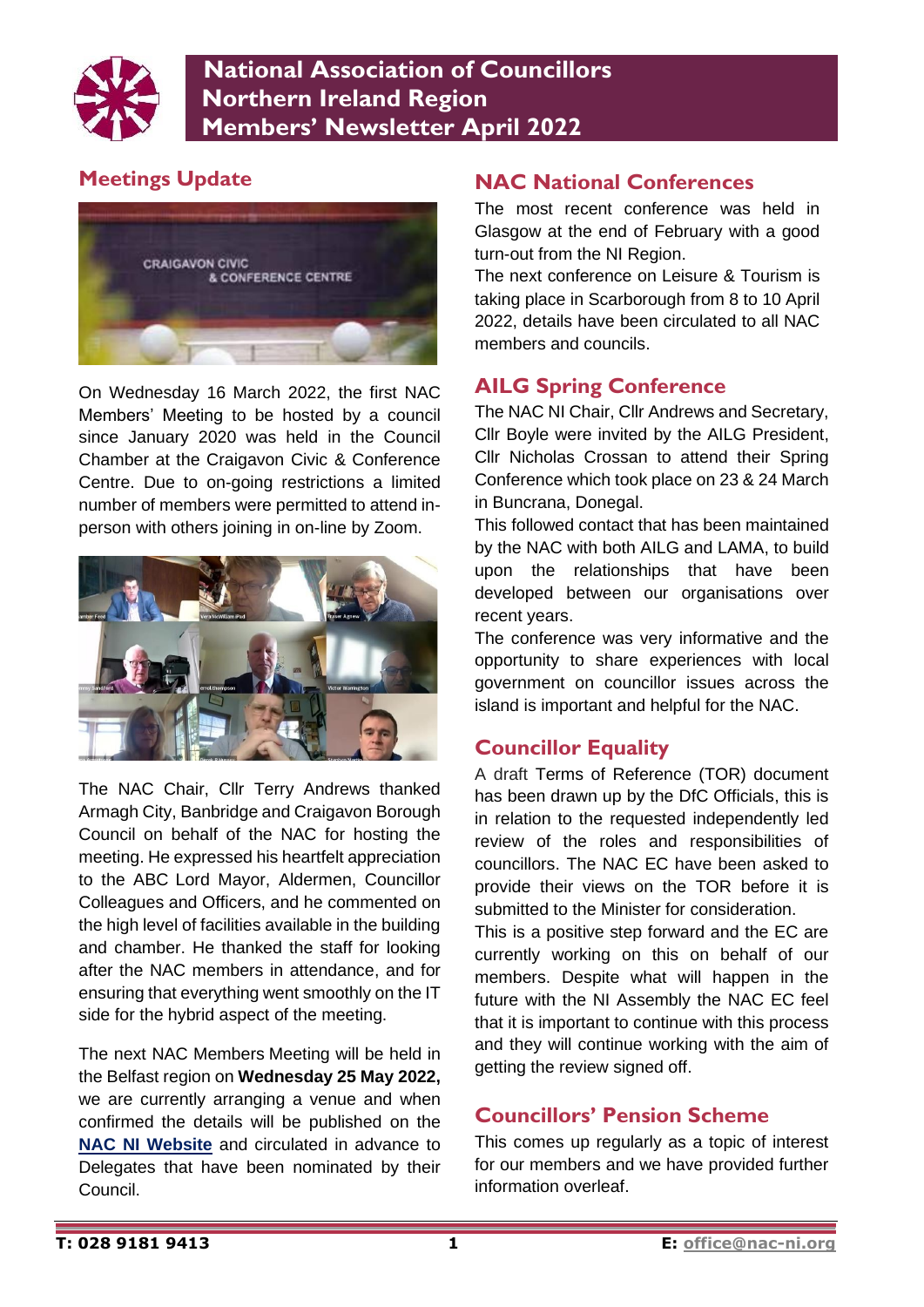# National Association of Councillors Northern Ireland Region Members' Newsletter April 2022

## Meetings Update

On Wednesday 16 March 2022, the first NAC Members' Meeting to be hosted by a council since January 2020 was held in the Council Chamber at the Craigavon Civic & Conference Centre. Due to on-going restrictions a limited number of members were permitted to attend in-person with others joining in on-line by Zoom.

The NAC Chair, Cllr Terry Andrews thanked Armagh City, Banbridge and Craigavon Borough Council on behalf of the NAC for hosting the meeting. He expressed his heartfelt appreciation to the ABC Lord Mayor, Aldermen, Councillor Colleagues and Officers, and he commented on the high level of facilities available in the building and chamber. He thanked the staff for looking after the NAC members in attendance, and for ensuring that everything went smoothly on the IT side for the hybrid aspect of the meeting.

The next NAC Members Meeting will be held in the Belfast region on **Wednesday 25 May 2022,** we are currently arranging a venue and when confirmed the details will be published on the **NAC NI Website** and circulated in advance to Delegates that have been nominated by their Council.

## NAC National Conferences

The most recent conference was held in Glasgow at the end of February with a good turn-out from the NI Region.

The next conference on Leisure & Tourism is taking place in Scarborough from 8 to 10 April 2022, details have been circulated to all NAC members and councils.

## AILG Spring Conference

The NAC NI Chair, Cllr Andrews and Secretary, Cllr Boyle were invited by the AILG President, Cllr Nicholas Crossan to attend their Spring Conference which took place on 23 & 24 March in Buncrana, Donegal.

This followed contact that has been maintained by the NAC with both AILG and LAMA, to build upon the relationships that have been developed between our organisations over recent years.

The conference was very informative and the opportunity to share experiences with local government on councillor issues across the island is important and helpful for the NAC.

## Councillor Equality

A draft Terms of Reference (TOR) document has been drawn up by the DfC Officials, this is in relation to the requested independently led review of the roles and responsibilities of councillors. The NAC EC have been asked to provide their views on the TOR before it is submitted to the Minister for consideration.

This is a positive step forward and the EC are currently working on this on behalf of our members. Despite what will happen in the future with the NI Assembly the NAC EC feel that it is important to continue with this process and they will continue working with the aim of getting the review signed off.

## Councillors' Pension Scheme

This comes up regularly as a topic of interest for our members and we have provided further information overleaf.

**T: 028 9181 9413** **E: office@nac-ni.org**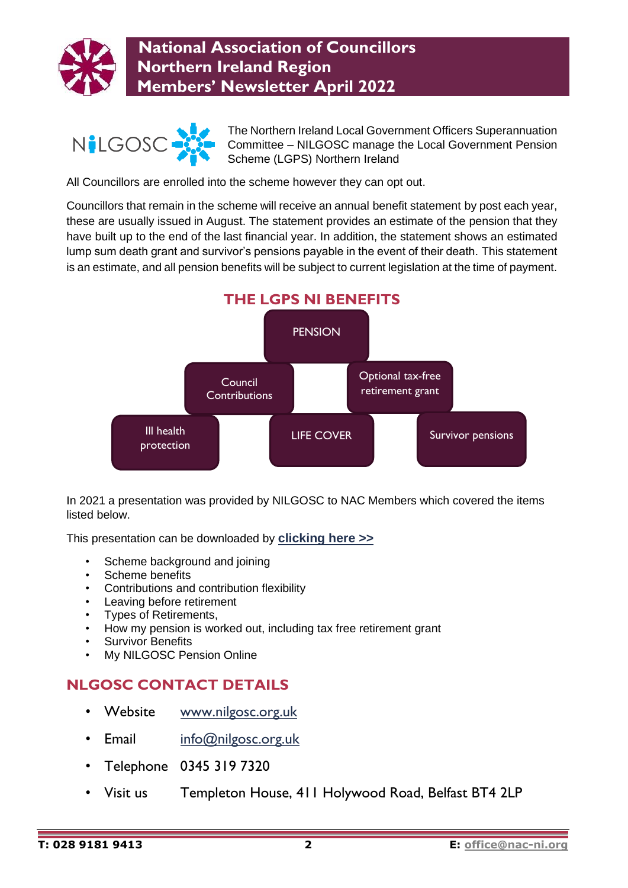# National Association of Councillors Northern Ireland Region Members' Newsletter April 2022

NILGOSC

The Northern Ireland Local Government Officers Superannuation Committee – NILGOSC manage the Local Government Pension Scheme (LGPS) Northern Ireland

All Councillors are enrolled into the scheme however they can opt out.

Councillors that remain in the scheme will receive an annual benefit statement by post each year, these are usually issued in August. The statement provides an estimate of the pension that they have built up to the end of the last financial year. In addition, the statement shows an estimated lump sum death grant and survivor's pensions payable in the event of their death. This statement is an estimate, and all pension benefits will be subject to current legislation at the time of payment.

## THE LGPS NI BENEFITS

PENSION

Council Contributions

Optional tax-free retirement grant

Ill health protection

LIFE COVER

Survivor pensions

In 2021 a presentation was provided by NILGOSC to NAC Members which covered the items listed below.

This presentation can be downloaded by **clicking here >>**

- Scheme background and joining
- Scheme benefits
- Contributions and contribution flexibility
- Leaving before retirement
- Types of Retirements,
- How my pension is worked out, including tax free retirement grant
- Survivor Benefits
- My NILGOSC Pension Online

## NLGOSC CONTACT DETAILS

- Website www.nilgosc.org.uk
- Email info@nilgosc.org.uk
- Telephone 0345 319 7320
- Visit us Templeton House, 411 Holywood Road, Belfast BT4 2LP

T: 028 9181 9413 E: office@nac-ni.org